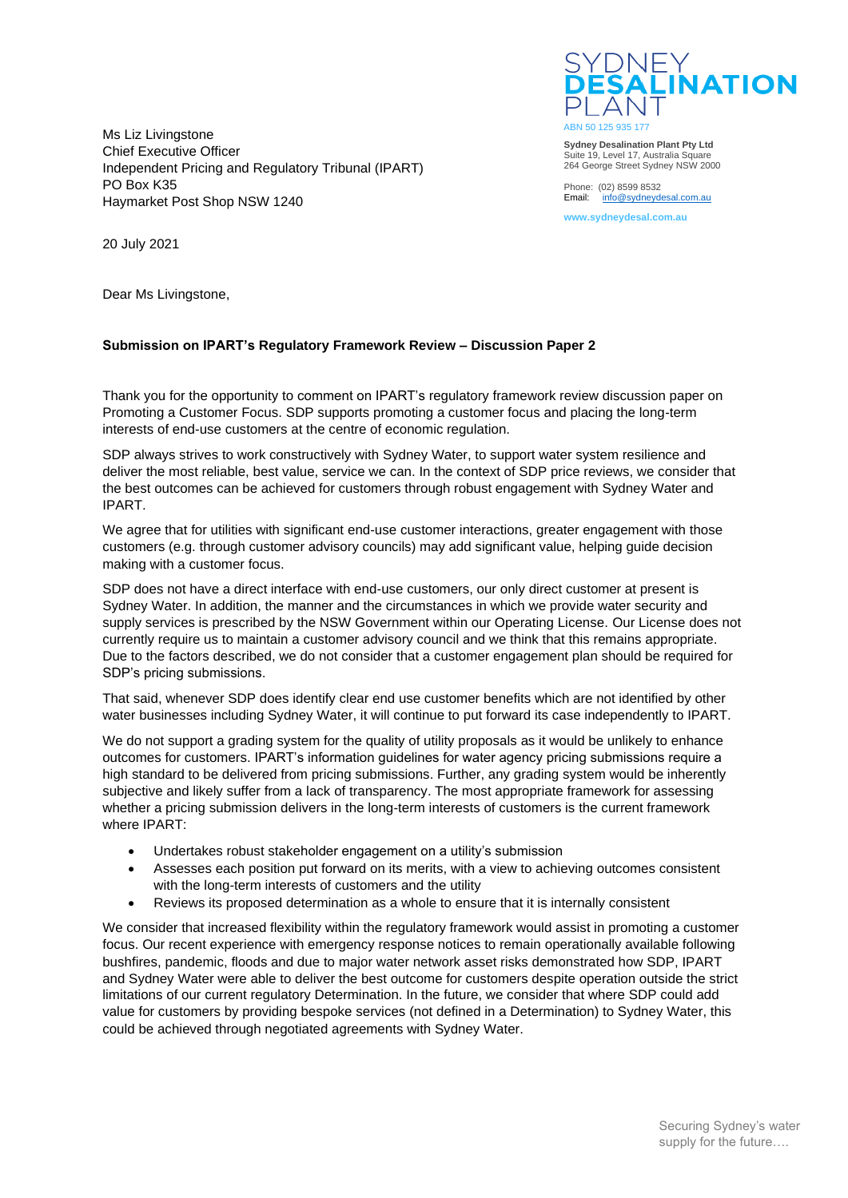SYDNEY
**DESALINATION**
PLANT

ABN 50 125 935 177

**Sydney Desalination Plant Pty Ltd**
Suite 19, Level 17, Australia Square
264 George Street Sydney NSW 2000

Phone: (02) 8599 8532
Email: info@sydneydesal.com.au

www.sydneydesal.com.au

Ms Liz Livingstone
Chief Executive Officer
Independent Pricing and Regulatory Tribunal (IPART)
PO Box K35
Haymarket Post Shop NSW 1240

20 July 2021

Dear Ms Livingstone,

**Submission on IPART's Regulatory Framework Review – Discussion Paper 2**

Thank you for the opportunity to comment on IPART's regulatory framework review discussion paper on Promoting a Customer Focus. SDP supports promoting a customer focus and placing the long-term interests of end-use customers at the centre of economic regulation.

SDP always strives to work constructively with Sydney Water, to support water system resilience and deliver the most reliable, best value, service we can. In the context of SDP price reviews, we consider that the best outcomes can be achieved for customers through robust engagement with Sydney Water and IPART.

We agree that for utilities with significant end-use customer interactions, greater engagement with those customers (e.g. through customer advisory councils) may add significant value, helping guide decision making with a customer focus.

SDP does not have a direct interface with end-use customers, our only direct customer at present is Sydney Water. In addition, the manner and the circumstances in which we provide water security and supply services is prescribed by the NSW Government within our Operating License. Our License does not currently require us to maintain a customer advisory council and we think that this remains appropriate. Due to the factors described, we do not consider that a customer engagement plan should be required for SDP's pricing submissions.

That said, whenever SDP does identify clear end use customer benefits which are not identified by other water businesses including Sydney Water, it will continue to put forward its case independently to IPART.

We do not support a grading system for the quality of utility proposals as it would be unlikely to enhance outcomes for customers. IPART's information guidelines for water agency pricing submissions require a high standard to be delivered from pricing submissions. Further, any grading system would be inherently subjective and likely suffer from a lack of transparency. The most appropriate framework for assessing whether a pricing submission delivers in the long-term interests of customers is the current framework where IPART:

- Undertakes robust stakeholder engagement on a utility's submission
- Assesses each position put forward on its merits, with a view to achieving outcomes consistent with the long-term interests of customers and the utility
- Reviews its proposed determination as a whole to ensure that it is internally consistent

We consider that increased flexibility within the regulatory framework would assist in promoting a customer focus. Our recent experience with emergency response notices to remain operationally available following bushfires, pandemic, floods and due to major water network asset risks demonstrated how SDP, IPART and Sydney Water were able to deliver the best outcome for customers despite operation outside the strict limitations of our current regulatory Determination. In the future, we consider that where SDP could add value for customers by providing bespoke services (not defined in a Determination) to Sydney Water, this could be achieved through negotiated agreements with Sydney Water.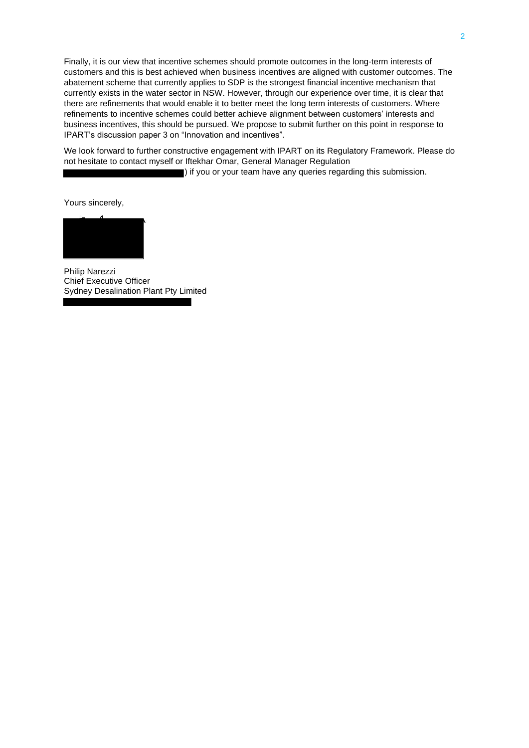Finally, it is our view that incentive schemes should promote outcomes in the long-term interests of customers and this is best achieved when business incentives are aligned with customer outcomes. The abatement scheme that currently applies to SDP is the strongest financial incentive mechanism that currently exists in the water sector in NSW. However, through our experience over time, it is clear that there are refinements that would enable it to better meet the long term interests of customers. Where refinements to incentive schemes could better achieve alignment between customers' interests and business incentives, this should be pursued. We propose to submit further on this point in response to IPART's discussion paper 3 on "Innovation and incentives".

We look forward to further constructive engagement with IPART on its Regulatory Framework. Please do not hesitate to contact myself or Iftekhar Omar, General Manager Regulation
) if you or your team have any queries regarding this submission.

Yours sincerely,

Philip Narezzi
Chief Executive Officer
Sydney Desalination Plant Pty Limited